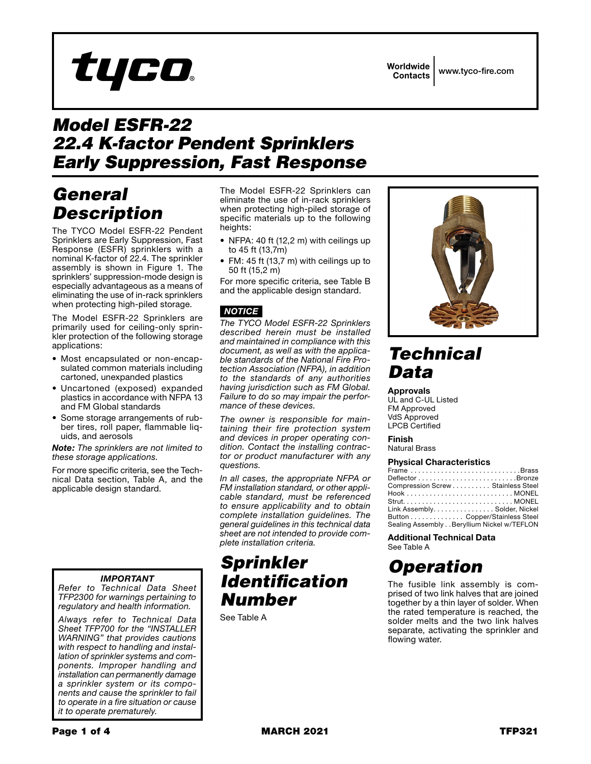tyco

Worldwide Contacts | www.tyco-fire.com

# Model ESFR-22 22.4 K-factor Pendent Sprinklers Early Suppression, Fast Response

## General Description

The TYCO Model ESFR-22 Pendent Sprinklers are Early Suppression, Fast Response (ESFR) sprinklers with a nominal K-factor of 22.4. The sprinkler assembly is shown in Figure 1. The sprinklers' suppression-mode design is especially advantageous as a means of eliminating the use of in-rack sprinklers when protecting high-piled storage.

The Model ESFR-22 Sprinklers are primarily used for ceiling-only sprinkler protection of the following storage applications:

- Most encapsulated or non-encapsulated common materials including cartoned, unexpanded plastics
- Uncartoned (exposed) expanded plastics in accordance with NFPA 13 and FM Global standards
- Some storage arrangements of rubber tires, roll paper, flammable liquids, and aerosols

***Note:*** *The sprinklers are not limited to these storage applications.*

For more specific criteria, see the Technical Data section, Table A, and the applicable design standard.

The Model ESFR-22 Sprinklers can eliminate the use of in-rack sprinklers when protecting high-piled storage of specific materials up to the following heights:

- NFPA: 40 ft (12,2 m) with ceilings up to 45 ft (13,7m)
- FM: 45 ft (13,7 m) with ceilings up to 50 ft (15,2 m)

For more specific criteria, see Table B and the applicable design standard.

***NOTICE***

*The TYCO Model ESFR-22 Sprinklers described herein must be installed and maintained in compliance with this document, as well as with the applicable standards of the National Fire Protection Association (NFPA), in addition to the standards of any authorities having jurisdiction such as FM Global. Failure to do so may impair the performance of these devices.*

*The owner is responsible for maintaining their fire protection system and devices in proper operating condition. Contact the installing contractor or product manufacturer with any questions.*

*In all cases, the appropriate NFPA or FM installation standard, or other applicable standard, must be referenced to ensure applicability and to obtain complete installation guidelines. The general guidelines in this technical data sheet are not intended to provide complete installation criteria.*

***IMPORTANT***

*Refer to Technical Data Sheet TFP2300 for warnings pertaining to regulatory and health information.*

*Always refer to Technical Data Sheet TFP700 for the "INSTALLER WARNING" that provides cautions with respect to handling and installation of sprinkler systems and components. Improper handling and installation can permanently damage a sprinkler system or its components and cause the sprinkler to fail to operate in a fire situation or cause it to operate prematurely.*

## Sprinkler Identification Number

See Table A

## Technical Data

**Approvals**
UL and C-UL Listed
FM Approved
VdS Approved
LPCB Certified

**Finish**
Natural Brass

**Physical Characteristics**

| | |
|---|---|
| Frame | Brass |
| Deflector | Bronze |
| Compression Screw | Stainless Steel |
| Hook | MONEL |
| Strut | MONEL |
| Link Assembly | Solder, Nickel |
| Button | Copper/Stainless Steel |
| Sealing Assembly | Beryllium Nickel w/TEFLON |

**Additional Technical Data**
See Table A

## Operation

The fusible link assembly is comprised of two link halves that are joined together by a thin layer of solder. When the rated temperature is reached, the solder melts and the two link halves separate, activating the sprinkler and flowing water.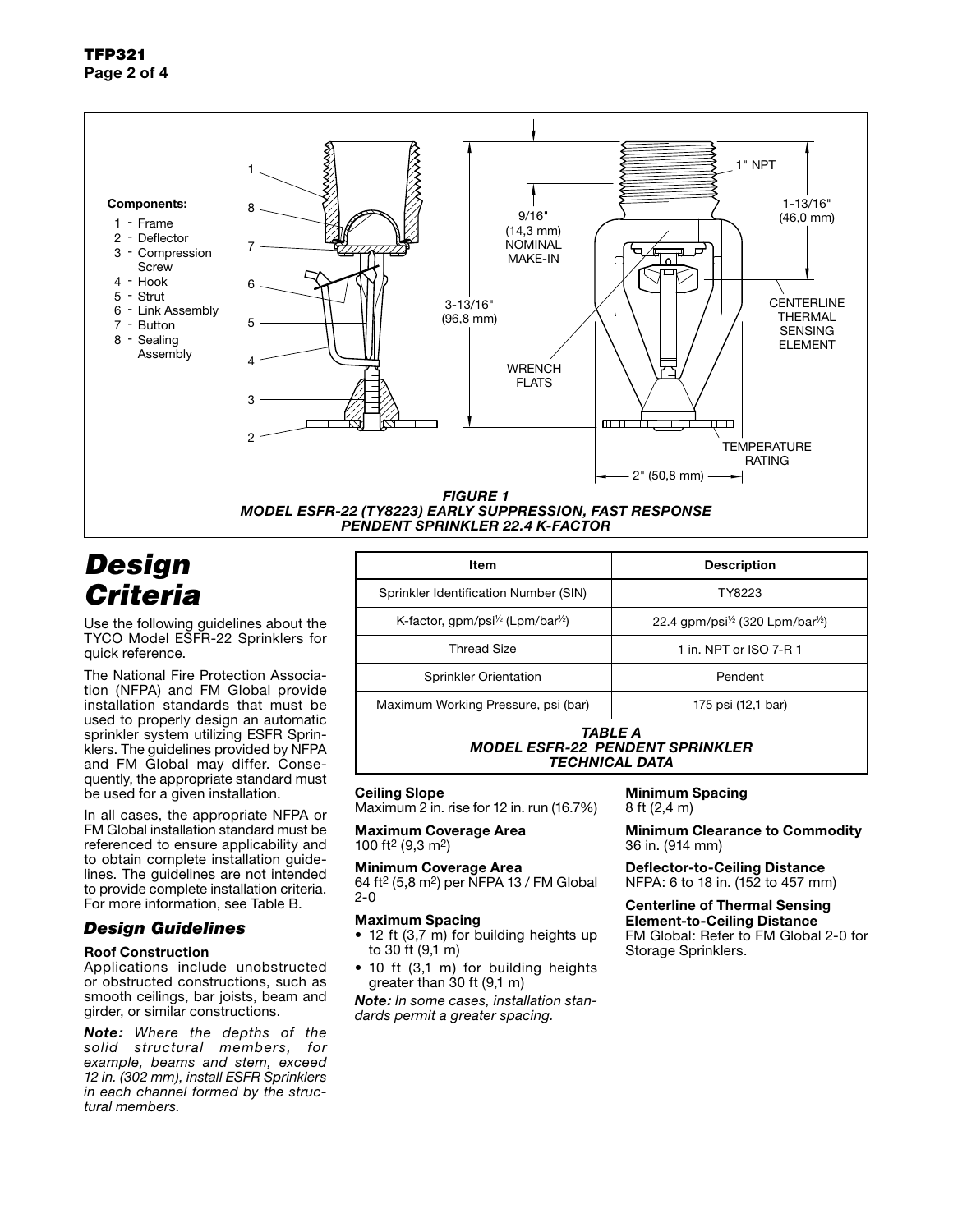Components:

1 - Frame
2 - Deflector
3 - Compression Screw
4 - Hook
5 - Strut
6 - Link Assembly
7 - Button
8 - Sealing Assembly

1" NPT

9/16" (14,3 mm) NOMINAL MAKE-IN

1-13/16" (46,0 mm)

3-13/16" (96,8 mm)

CENTERLINE THERMAL SENSING ELEMENT

WRENCH FLATS

TEMPERATURE RATING

2" (50,8 mm)

***FIGURE 1***
***MODEL ESFR-22 (TY8223) EARLY SUPPRESSION, FAST RESPONSE PENDENT SPRINKLER 22.4 K-FACTOR***

# *Design Criteria*

Use the following guidelines about the TYCO Model ESFR-22 Sprinklers for quick reference.

The National Fire Protection Association (NFPA) and FM Global provide installation standards that must be used to properly design an automatic sprinkler system utilizing ESFR Sprinklers. The guidelines provided by NFPA and FM Global may differ. Consequently, the appropriate standard must be used for a given installation.

In all cases, the appropriate NFPA or FM Global installation standard must be referenced to ensure applicability and to obtain complete installation guidelines. The guidelines are not intended to provide complete installation criteria. For more information, see Table B.

| Item | Description |
|---|---|
| Sprinkler Identification Number (SIN) | TY8223 |
| K-factor, gpm/psi$^{1/2}$ (Lpm/bar$^{1/2}$) | 22.4 gpm/psi$^{1/2}$ (320 Lpm/bar$^{1/2}$) |
| Thread Size | 1 in. NPT or ISO 7-R 1 |
| Sprinkler Orientation | Pendent |
| Maximum Working Pressure, psi (bar) | 175 psi (12,1 bar) |

***TABLE A***
***MODEL ESFR-22 PENDENT SPRINKLER TECHNICAL DATA***

## *Design Guidelines*

**Roof Construction**
Applications include unobstructed or obstructed constructions, such as smooth ceilings, bar joists, beam and girder, or similar constructions.

***Note:*** *Where the depths of the solid structural members, for example, beams and stem, exceed 12 in. (302 mm), install ESFR Sprinklers in each channel formed by the structural members.*

**Ceiling Slope**
Maximum 2 in. rise for 12 in. run (16.7%)

**Maximum Coverage Area**
100 ft$^2$ (9,3 m$^2$)

**Minimum Coverage Area**
64 ft$^2$ (5,8 m$^2$) per NFPA 13 / FM Global 2-0

**Maximum Spacing**

- 12 ft (3,7 m) for building heights up to 30 ft (9,1 m)
- 10 ft (3,1 m) for building heights greater than 30 ft (9,1 m)

***Note:*** *In some cases, installation standards permit a greater spacing.*

**Minimum Spacing**
8 ft (2,4 m)

**Minimum Clearance to Commodity**
36 in. (914 mm)

**Deflector-to-Ceiling Distance**
NFPA: 6 to 18 in. (152 to 457 mm)

**Centerline of Thermal Sensing Element-to-Ceiling Distance**
FM Global: Refer to FM Global 2-0 for Storage Sprinklers.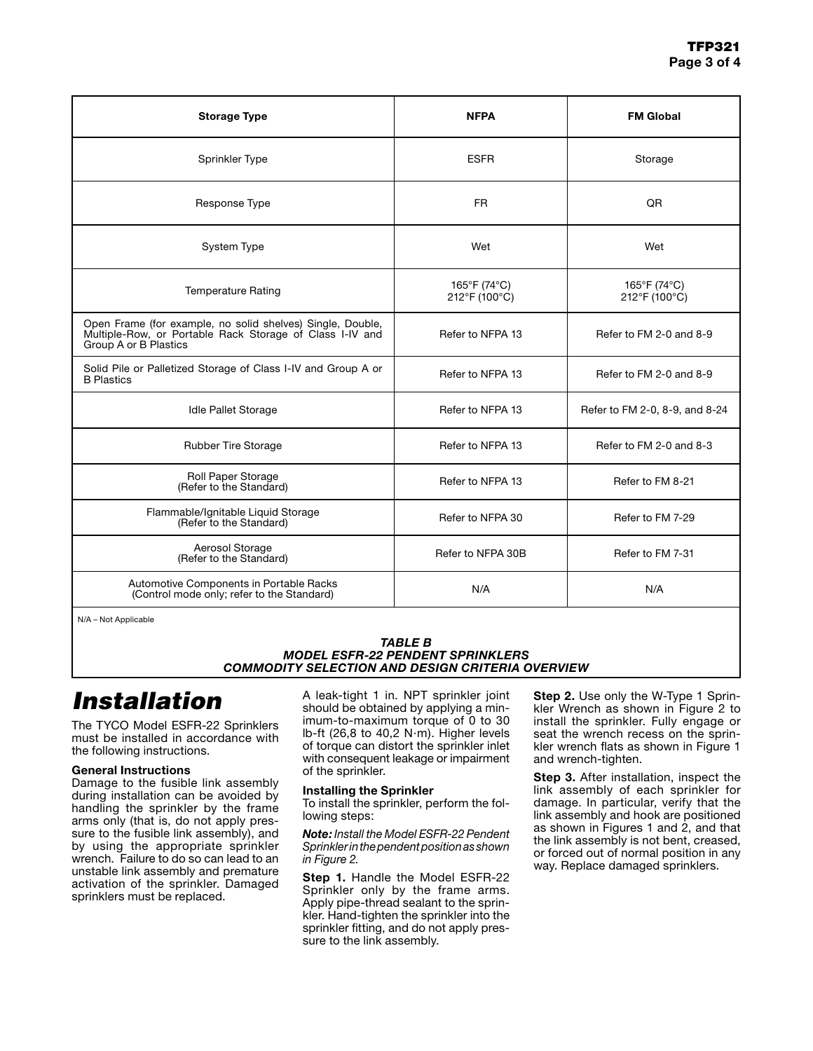| Storage Type | NFPA | FM Global |
|---|---|---|
| Sprinkler Type | ESFR | Storage |
| Response Type | FR | QR |
| System Type | Wet | Wet |
| Temperature Rating | 165°F (74°C)<br>212°F (100°C) | 165°F (74°C)<br>212°F (100°C) |
| Open Frame (for example, no solid shelves) Single, Double, Multiple-Row, or Portable Rack Storage of Class I-IV and Group A or B Plastics | Refer to NFPA 13 | Refer to FM 2-0 and 8-9 |
| Solid Pile or Palletized Storage of Class I-IV and Group A or B Plastics | Refer to NFPA 13 | Refer to FM 2-0 and 8-9 |
| Idle Pallet Storage | Refer to NFPA 13 | Refer to FM 2-0, 8-9, and 8-24 |
| Rubber Tire Storage | Refer to NFPA 13 | Refer to FM 2-0 and 8-3 |
| Roll Paper Storage (Refer to the Standard) | Refer to NFPA 13 | Refer to FM 8-21 |
| Flammable/Ignitable Liquid Storage (Refer to the Standard) | Refer to NFPA 30 | Refer to FM 7-29 |
| Aerosol Storage (Refer to the Standard) | Refer to NFPA 30B | Refer to FM 7-31 |
| Automotive Components in Portable Racks (Control mode only; refer to the Standard) | N/A | N/A |

N/A – Not Applicable

***TABLE B***
***MODEL ESFR-22 PENDENT SPRINKLERS***
***COMMODITY SELECTION AND DESIGN CRITERIA OVERVIEW***

# *Installation*

The TYCO Model ESFR-22 Sprinklers must be installed in accordance with the following instructions.

**General Instructions**

Damage to the fusible link assembly during installation can be avoided by handling the sprinkler by the frame arms only (that is, do not apply pressure to the fusible link assembly), and by using the appropriate sprinkler wrench. Failure to do so can lead to an unstable link assembly and premature activation of the sprinkler. Damaged sprinklers must be replaced.

A leak-tight 1 in. NPT sprinkler joint should be obtained by applying a minimum-to-maximum torque of 0 to 30 lb-ft (26,8 to 40,2 N·m). Higher levels of torque can distort the sprinkler inlet with consequent leakage or impairment of the sprinkler.

**Installing the Sprinkler**

To install the sprinkler, perform the following steps:

***Note:*** *Install the Model ESFR-22 Pendent Sprinkler in the pendent position as shown in Figure 2.*

**Step 1.** Handle the Model ESFR-22 Sprinkler only by the frame arms. Apply pipe-thread sealant to the sprinkler. Hand-tighten the sprinkler into the sprinkler fitting, and do not apply pressure to the link assembly.

**Step 2.** Use only the W-Type 1 Sprinkler Wrench as shown in Figure 2 to install the sprinkler. Fully engage or seat the wrench recess on the sprinkler wrench flats as shown in Figure 1 and wrench-tighten.

**Step 3.** After installation, inspect the link assembly of each sprinkler for damage. In particular, verify that the link assembly and hook are positioned as shown in Figures 1 and 2, and that the link assembly is not bent, creased, or forced out of normal position in any way. Replace damaged sprinklers.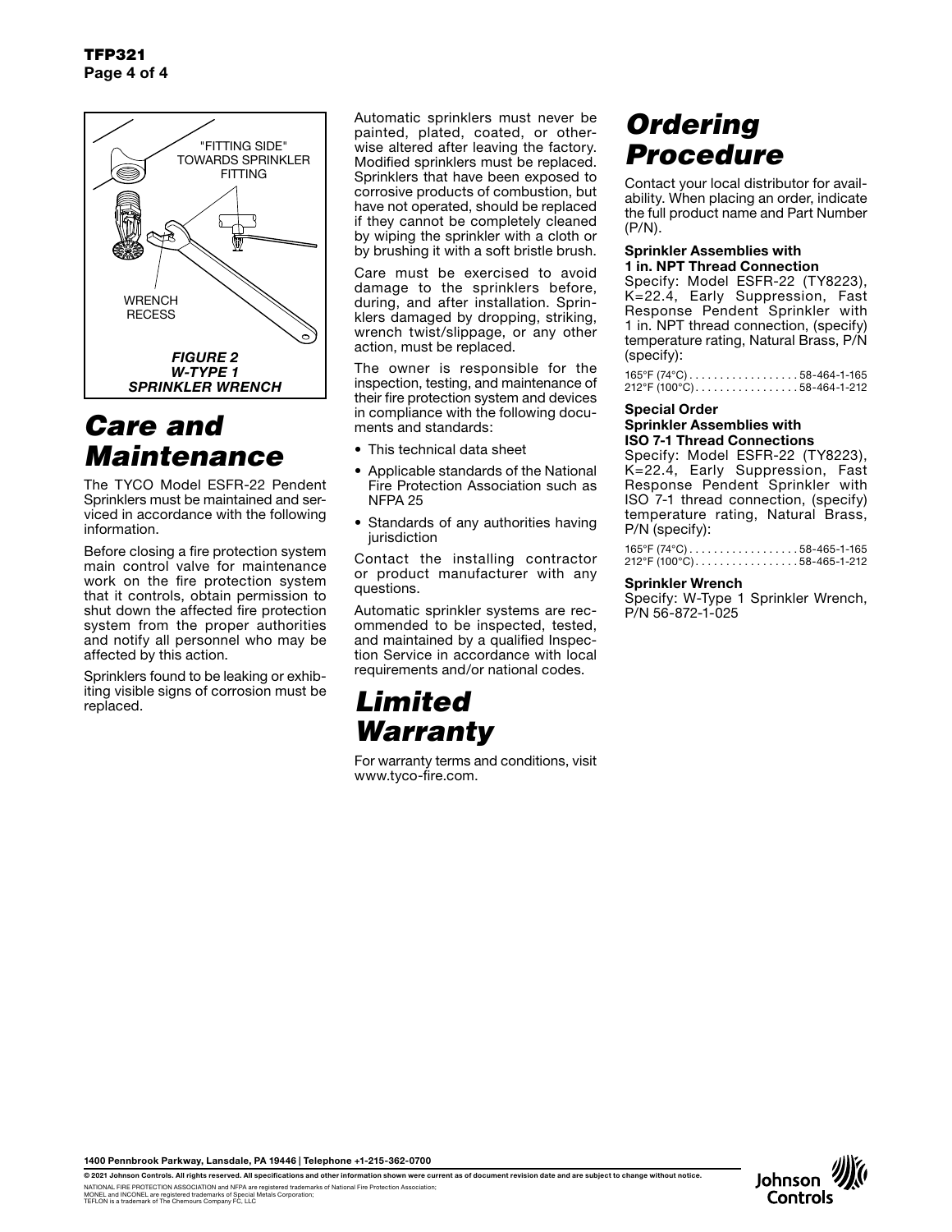"FITTING SIDE" TOWARDS SPRINKLER FITTING

WRENCH RECESS

***FIGURE 2***
***W-TYPE 1***
***SPRINKLER WRENCH***

# *Care and Maintenance*

The TYCO Model ESFR-22 Pendent Sprinklers must be maintained and serviced in accordance with the following information.

Before closing a fire protection system main control valve for maintenance work on the fire protection system that it controls, obtain permission to shut down the affected fire protection system from the proper authorities and notify all personnel who may be affected by this action.

Sprinklers found to be leaking or exhibiting visible signs of corrosion must be replaced.

Automatic sprinklers must never be painted, plated, coated, or otherwise altered after leaving the factory. Modified sprinklers must be replaced. Sprinklers that have been exposed to corrosive products of combustion, but have not operated, should be replaced if they cannot be completely cleaned by wiping the sprinkler with a cloth or by brushing it with a soft bristle brush.

Care must be exercised to avoid damage to the sprinklers before, during, and after installation. Sprinklers damaged by dropping, striking, wrench twist/slippage, or any other action, must be replaced.

The owner is responsible for the inspection, testing, and maintenance of their fire protection system and devices in compliance with the following documents and standards:

- This technical data sheet
- Applicable standards of the National Fire Protection Association such as NFPA 25
- Standards of any authorities having jurisdiction

Contact the installing contractor or product manufacturer with any questions.

Automatic sprinkler systems are recommended to be inspected, tested, and maintained by a qualified Inspection Service in accordance with local requirements and/or national codes.

# *Limited Warranty*

For warranty terms and conditions, visit www.tyco-fire.com.

# *Ordering Procedure*

Contact your local distributor for availability. When placing an order, indicate the full product name and Part Number (P/N).

**Sprinkler Assemblies with 1 in. NPT Thread Connection**
Specify: Model ESFR-22 (TY8223), K=22.4, Early Suppression, Fast Response Pendent Sprinkler with 1 in. NPT thread connection, (specify) temperature rating, Natural Brass, P/N (specify):

165°F (74°C) . . . . . . . . . . . . . . . . . . 58-464-1-165
212°F (100°C) . . . . . . . . . . . . . . . . . 58-464-1-212

**Special Order Sprinkler Assemblies with ISO 7-1 Thread Connections**
Specify: Model ESFR-22 (TY8223), K=22.4, Early Suppression, Fast Response Pendent Sprinkler with ISO 7-1 thread connection, (specify) temperature rating, Natural Brass, P/N (specify):

165°F (74°C) . . . . . . . . . . . . . . . . . . 58-465-1-165
212°F (100°C) . . . . . . . . . . . . . . . . . 58-465-1-212

**Sprinkler Wrench**
Specify: W-Type 1 Sprinkler Wrench, P/N 56-872-1-025

**1400 Pennbrook Parkway, Lansdale, PA 19446 | Telephone +1-215-362-0700**

**© 2021 Johnson Controls. All rights reserved. All specifications and other information shown were current as of document revision date and are subject to change without notice.**

NATIONAL FIRE PROTECTION ASSOCIATION and NFPA are registered trademarks of National Fire Protection Association;
MONEL and INCONEL are registered trademarks of Special Metals Corporation;
TEFLON is a trademark of The Chemours Company FC, LLC